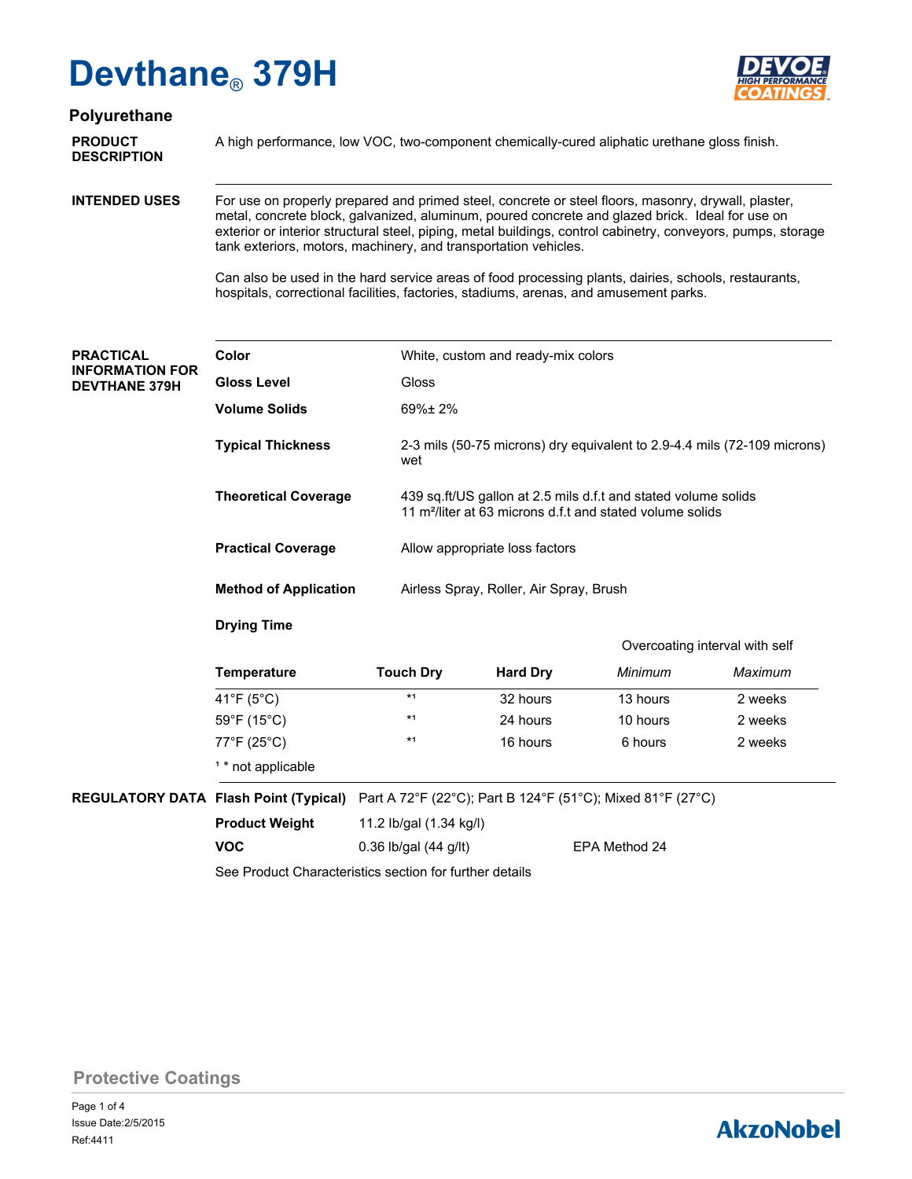# Devthane® 379H

## Polyurethane

**PRODUCT DESCRIPTION**

A high performance, low VOC, two-component chemically-cured aliphatic urethane gloss finish.

**INTENDED USES**

For use on properly prepared and primed steel, concrete or steel floors, masonry, drywall, plaster, metal, concrete block, galvanized, aluminum, poured concrete and glazed brick. Ideal for use on exterior or interior structural steel, piping, metal buildings, control cabinetry, conveyors, pumps, storage tank exteriors, motors, machinery, and transportation vehicles.

Can also be used in the hard service areas of food processing plants, dairies, schools, restaurants, hospitals, correctional facilities, factories, stadiums, arenas, and amusement parks.

**PRACTICAL INFORMATION FOR DEVTHANE 379H**

**Color**: White, custom and ready-mix colors

**Gloss Level**: Gloss

**Volume Solids**: 69%± 2%

**Typical Thickness**: 2-3 mils (50-75 microns) dry equivalent to 2.9-4.4 mils (72-109 microns) wet

**Theoretical Coverage**: 439 sq.ft/US gallon at 2.5 mils d.f.t and stated volume solids
11 m²/liter at 63 microns d.f.t and stated volume solids

**Practical Coverage**: Allow appropriate loss factors

**Method of Application**: Airless Spray, Roller, Air Spray, Brush

**Drying Time**

| Temperature | Touch Dry | Hard Dry | Overcoating interval with self *Minimum* | Overcoating interval with self *Maximum* |
|---|---|---|---|---|
| 41°F (5°C) | *1 | 32 hours | 13 hours | 2 weeks |
| 59°F (15°C) | *1 | 24 hours | 10 hours | 2 weeks |
| 77°F (25°C) | *1 | 16 hours | 6 hours | 2 weeks |

¹ * not applicable

**REGULATORY DATA**

**Flash Point (Typical)**: Part A 72°F (22°C); Part B 124°F (51°C); Mixed 81°F (27°C)

**Product Weight**: 11.2 lb/gal (1.34 kg/l)

**VOC**: 0.36 lb/gal (44 g/lt) EPA Method 24

See Product Characteristics section for further details

Protective Coatings

Issue Date:2/5/2015
Ref:4411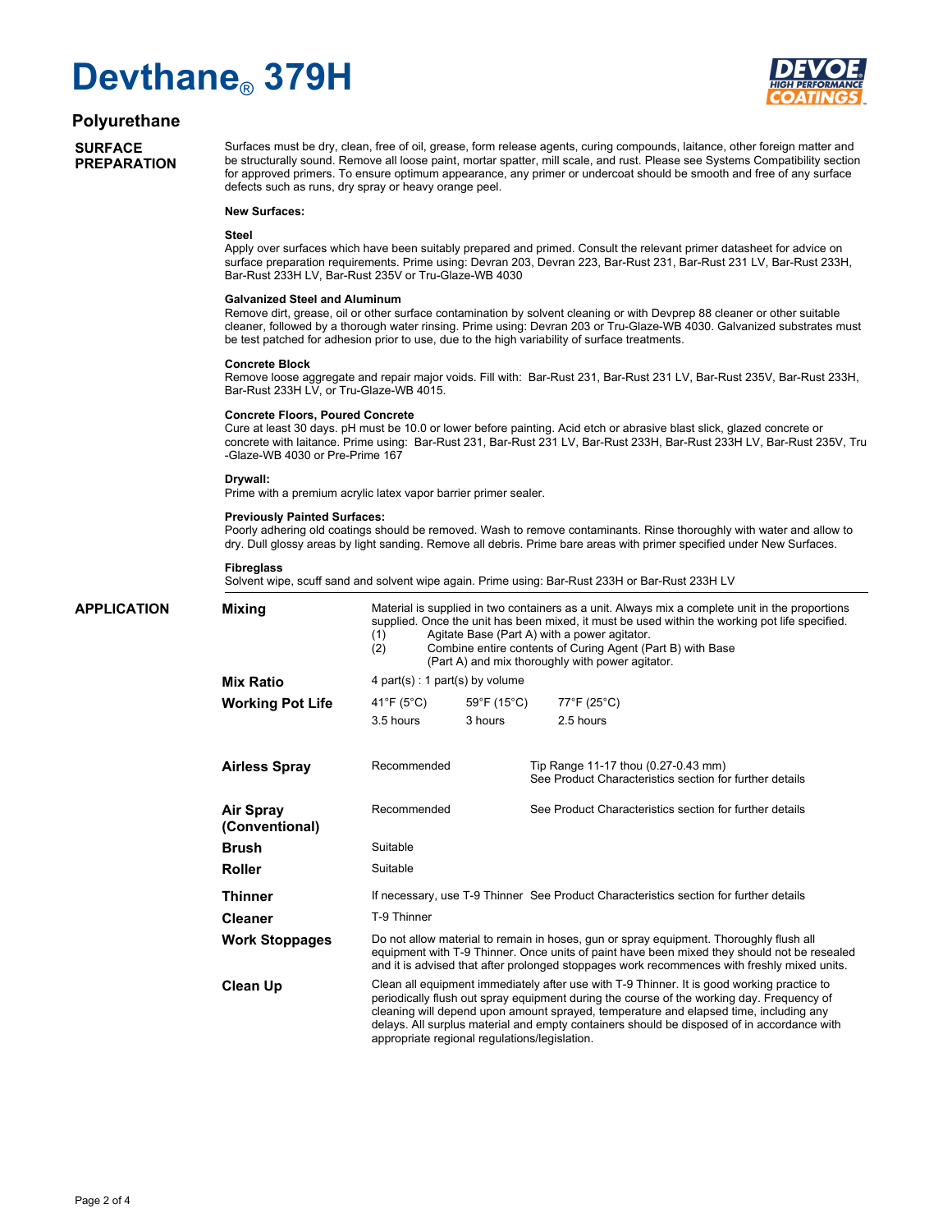# Devthane® 379H

## Polyurethane

## SURFACE PREPARATION

Surfaces must be dry, clean, free of oil, grease, form release agents, curing compounds, laitance, other foreign matter and be structurally sound. Remove all loose paint, mortar spatter, mill scale, and rust. Please see Systems Compatibility section for approved primers. To ensure optimum appearance, any primer or undercoat should be smooth and free of any surface defects such as runs, dry spray or heavy orange peel.

**New Surfaces:**

**Steel**
Apply over surfaces which have been suitably prepared and primed. Consult the relevant primer datasheet for advice on surface preparation requirements. Prime using: Devran 203, Devran 223, Bar-Rust 231, Bar-Rust 231 LV, Bar-Rust 233H, Bar-Rust 233H LV, Bar-Rust 235V or Tru-Glaze-WB 4030

**Galvanized Steel and Aluminum**
Remove dirt, grease, oil or other surface contamination by solvent cleaning or with Devprep 88 cleaner or other suitable cleaner, followed by a thorough water rinsing. Prime using: Devran 203 or Tru-Glaze-WB 4030. Galvanized substrates must be test patched for adhesion prior to use, due to the high variability of surface treatments.

**Concrete Block**
Remove loose aggregate and repair major voids. Fill with: Bar-Rust 231, Bar-Rust 231 LV, Bar-Rust 235V, Bar-Rust 233H, Bar-Rust 233H LV, or Tru-Glaze-WB 4015.

**Concrete Floors, Poured Concrete**
Cure at least 30 days. pH must be 10.0 or lower before painting. Acid etch or abrasive blast slick, glazed concrete or concrete with laitance. Prime using: Bar-Rust 231, Bar-Rust 231 LV, Bar-Rust 233H, Bar-Rust 233H LV, Bar-Rust 235V, Tru-Glaze-WB 4030 or Pre-Prime 167

**Drywall:**
Prime with a premium acrylic latex vapor barrier primer sealer.

**Previously Painted Surfaces:**
Poorly adhering old coatings should be removed. Wash to remove contaminants. Rinse thoroughly with water and allow to dry. Dull glossy areas by light sanding. Remove all debris. Prime bare areas with primer specified under New Surfaces.

**Fibreglass**
Solvent wipe, scuff sand and solvent wipe again. Prime using: Bar-Rust 233H or Bar-Rust 233H LV

## APPLICATION

**Mixing**

Material is supplied in two containers as a unit. Always mix a complete unit in the proportions supplied. Once the unit has been mixed, it must be used within the working pot life specified.

(1) Agitate Base (Part A) with a power agitator.
(2) Combine entire contents of Curing Agent (Part B) with Base (Part A) and mix thoroughly with power agitator.

**Mix Ratio**

4 part(s) : 1 part(s) by volume

**Working Pot Life**

| 41°F (5°C) | 59°F (15°C) | 77°F (25°C) |
|---|---|---|
| 3.5 hours | 3 hours | 2.5 hours |

**Airless Spray**

Recommended — Tip Range 11-17 thou (0.27-0.43 mm). See Product Characteristics section for further details

**Air Spray (Conventional)**

Recommended — See Product Characteristics section for further details

**Brush**

Suitable

**Roller**

Suitable

**Thinner**

If necessary, use T-9 Thinner See Product Characteristics section for further details

**Cleaner**

T-9 Thinner

**Work Stoppages**

Do not allow material to remain in hoses, gun or spray equipment. Thoroughly flush all equipment with T-9 Thinner. Once units of paint have been mixed they should not be resealed and it is advised that after prolonged stoppages work recommences with freshly mixed units.

**Clean Up**

Clean all equipment immediately after use with T-9 Thinner. It is good working practice to periodically flush out spray equipment during the course of the working day. Frequency of cleaning will depend upon amount sprayed, temperature and elapsed time, including any delays. All surplus material and empty containers should be disposed of in accordance with appropriate regional regulations/legislation.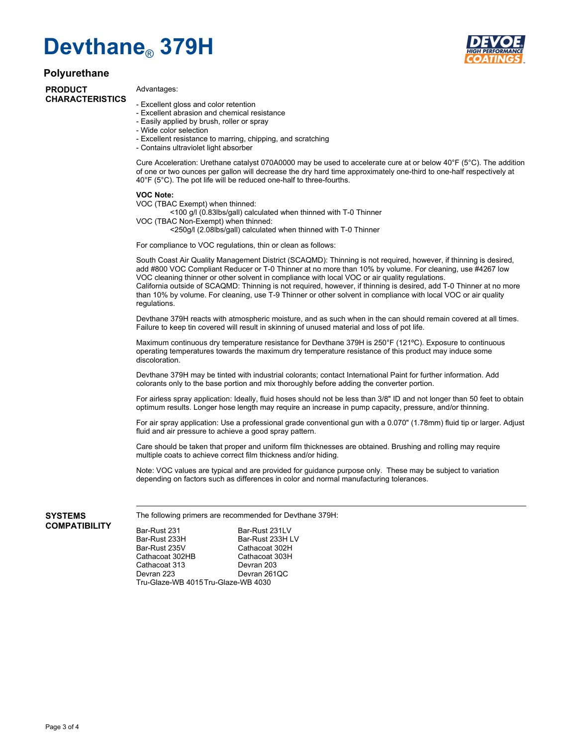# Devthane® 379H

## Polyurethane

### PRODUCT CHARACTERISTICS

Advantages:

- Excellent gloss and color retention
- Excellent abrasion and chemical resistance
- Easily applied by brush, roller or spray
- Wide color selection
- Excellent resistance to marring, chipping, and scratching
- Contains ultraviolet light absorber

Cure Acceleration: Urethane catalyst 070A0000 may be used to accelerate cure at or below 40°F (5°C). The addition of one or two ounces per gallon will decrease the dry hard time approximately one-third to one-half respectively at 40°F (5°C). The pot life will be reduced one-half to three-fourths.

**VOC Note:**
VOC (TBAC Exempt) when thinned:
<100 g/l (0.83lbs/gall) calculated when thinned with T-0 Thinner
VOC (TBAC Non-Exempt) when thinned:
<250g/l (2.08lbs/gall) calculated when thinned with T-0 Thinner

For compliance to VOC regulations, thin or clean as follows:

South Coast Air Quality Management District (SCAQMD): Thinning is not required, however, if thinning is desired, add #800 VOC Compliant Reducer or T-0 Thinner at no more than 10% by volume. For cleaning, use #4267 low VOC cleaning thinner or other solvent in compliance with local VOC or air quality regulations.
California outside of SCAQMD: Thinning is not required, however, if thinning is desired, add T-0 Thinner at no more than 10% by volume. For cleaning, use T-9 Thinner or other solvent in compliance with local VOC or air quality regulations.

Devthane 379H reacts with atmospheric moisture, and as such when in the can should remain covered at all times. Failure to keep tin covered will result in skinning of unused material and loss of pot life.

Maximum continuous dry temperature resistance for Devthane 379H is 250°F (121ºC). Exposure to continuous operating temperatures towards the maximum dry temperature resistance of this product may induce some discoloration.

Devthane 379H may be tinted with industrial colorants; contact International Paint for further information. Add colorants only to the base portion and mix thoroughly before adding the converter portion.

For airless spray application: Ideally, fluid hoses should not be less than 3/8" ID and not longer than 50 feet to obtain optimum results. Longer hose length may require an increase in pump capacity, pressure, and/or thinning.

For air spray application: Use a professional grade conventional gun with a 0.070" (1.78mm) fluid tip or larger. Adjust fluid and air pressure to achieve a good spray pattern.

Care should be taken that proper and uniform film thicknesses are obtained. Brushing and rolling may require multiple coats to achieve correct film thickness and/or hiding.

Note: VOC values are typical and are provided for guidance purpose only. These may be subject to variation depending on factors such as differences in color and normal manufacturing tolerances.

### SYSTEMS COMPATIBILITY

The following primers are recommended for Devthane 379H:

| | |
|---|---|
| Bar-Rust 231 | Bar-Rust 231LV |
| Bar-Rust 233H | Bar-Rust 233H LV |
| Bar-Rust 235V | Cathacoat 302H |
| Cathacoat 302HB | Cathacoat 303H |
| Cathacoat 313 | Devran 203 |
| Devran 223 | Devran 261QC |
| Tru-Glaze-WB 4015 | Tru-Glaze-WB 4030 |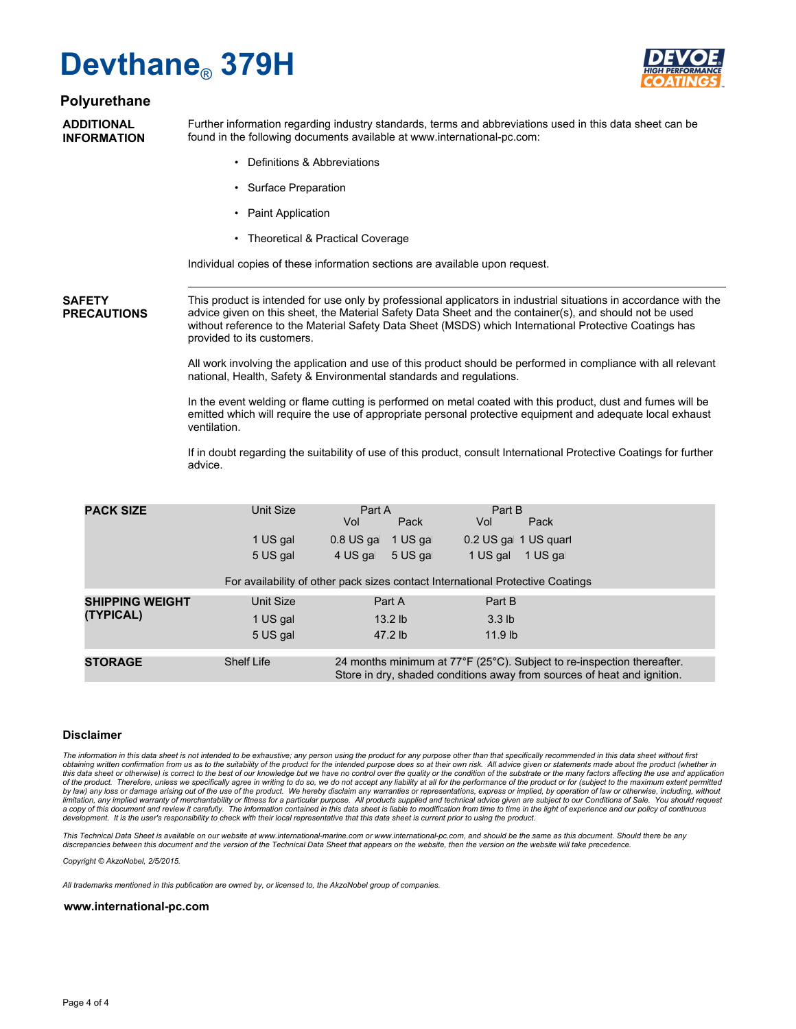# Devthane® 379H

## Polyurethane

**ADDITIONAL INFORMATION**

Further information regarding industry standards, terms and abbreviations used in this data sheet can be found in the following documents available at www.international-pc.com:

- Definitions & Abbreviations
- Surface Preparation
- Paint Application
- Theoretical & Practical Coverage

Individual copies of these information sections are available upon request.

**SAFETY PRECAUTIONS**

This product is intended for use only by professional applicators in industrial situations in accordance with the advice given on this sheet, the Material Safety Data Sheet and the container(s), and should not be used without reference to the Material Safety Data Sheet (MSDS) which International Protective Coatings has provided to its customers.

All work involving the application and use of this product should be performed in compliance with all relevant national, Health, Safety & Environmental standards and regulations.

In the event welding or flame cutting is performed on metal coated with this product, dust and fumes will be emitted which will require the use of appropriate personal protective equipment and adequate local exhaust ventilation.

If in doubt regarding the suitability of use of this product, consult International Protective Coatings for further advice.

| **PACK SIZE** | Unit Size | Part A | | Part B | |
|---|---|---|---|---|---|
| | | Vol | Pack | Vol | Pack |
| | 1 US gal | 0.8 US gal | 1 US gal | 0.2 US gal | 1 US quart |
| | 5 US gal | 4 US gal | 5 US gal | 1 US gal | 1 US gal |

For availability of other pack sizes contact International Protective Coatings

| **SHIPPING WEIGHT (TYPICAL)** | Unit Size | Part A | Part B |
|---|---|---|---|
| | 1 US gal | 13.2 lb | 3.3 lb |
| | 5 US gal | 47.2 lb | 11.9 lb |

**STORAGE**

Shelf Life: 24 months minimum at 77°F (25°C). Subject to re-inspection thereafter. Store in dry, shaded conditions away from sources of heat and ignition.

### Disclaimer

*The information in this data sheet is not intended to be exhaustive; any person using the product for any purpose other than that specifically recommended in this data sheet without first obtaining written confirmation from us as to the suitability of the product for the intended purpose does so at their own risk. All advice given or statements made about the product (whether in this data sheet or otherwise) is correct to the best of our knowledge but we have no control over the quality or the condition of the substrate or the many factors affecting the use and application of the product. Therefore, unless we specifically agree in writing to do so, we do not accept any liability at all for the performance of the product or for (subject to the maximum extent permitted by law) any loss or damage arising out of the use of the product. We hereby disclaim any warranties or representations, express or implied, by operation of law or otherwise, including, without limitation, any implied warranty of merchantability or fitness for a particular purpose. All products supplied and technical advice given are subject to our Conditions of Sale. You should request a copy of this document and review it carefully. The information contained in this data sheet is liable to modification from time to time in the light of experience and our policy of continuous development. It is the user's responsibility to check with their local representative that this data sheet is current prior to using the product.*

*This Technical Data Sheet is available on our website at www.international-marine.com or www.international-pc.com, and should be the same as this document. Should there be any discrepancies between this document and the version of the Technical Data Sheet that appears on the website, then the version on the website will take precedence.*

*Copyright © AkzoNobel, 2/5/2015.*

*All trademarks mentioned in this publication are owned by, or licensed to, the AkzoNobel group of companies.*

**www.international-pc.com**